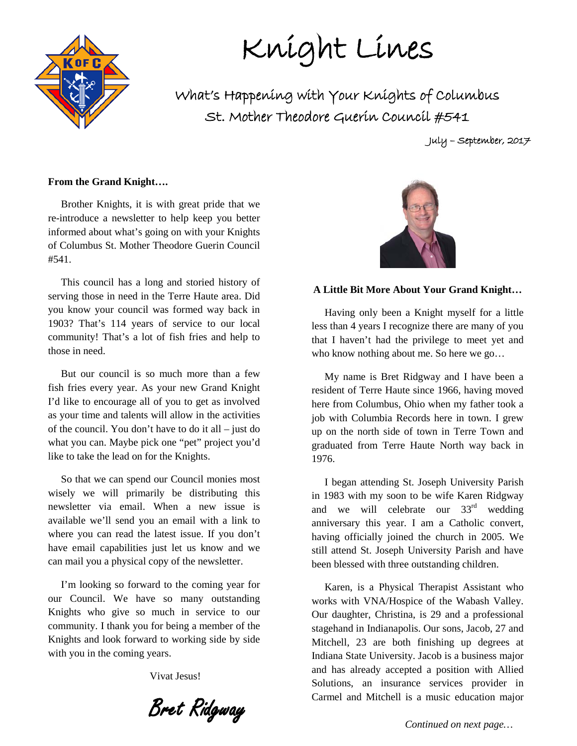# Knight Lines

## What's Happening with Your Knights of Columbus
## St. Mother Theodore Guerin Council #541

July – September, 2017

**From the Grand Knight….**

Brother Knights, it is with great pride that we re-introduce a newsletter to help keep you better informed about what's going on with your Knights of Columbus St. Mother Theodore Guerin Council #541.

This council has a long and storied history of serving those in need in the Terre Haute area. Did you know your council was formed way back in 1903? That's 114 years of service to our local community! That's a lot of fish fries and help to those in need.

But our council is so much more than a few fish fries every year. As your new Grand Knight I'd like to encourage all of you to get as involved as your time and talents will allow in the activities of the council. You don't have to do it all – just do what you can. Maybe pick one "pet" project you'd like to take the lead on for the Knights.

So that we can spend our Council monies most wisely we will primarily be distributing this newsletter via email. When a new issue is available we'll send you an email with a link to where you can read the latest issue. If you don't have email capabilities just let us know and we can mail you a physical copy of the newsletter.

I'm looking so forward to the coming year for our Council. We have so many outstanding Knights who give so much in service to our community. I thank you for being a member of the Knights and look forward to working side by side with you in the coming years.

Vivat Jesus!

*Bret Ridgway*

**A Little Bit More About Your Grand Knight…**

Having only been a Knight myself for a little less than 4 years I recognize there are many of you that I haven't had the privilege to meet yet and who know nothing about me. So here we go…

My name is Bret Ridgway and I have been a resident of Terre Haute since 1966, having moved here from Columbus, Ohio when my father took a job with Columbia Records here in town. I grew up on the north side of town in Terre Town and graduated from Terre Haute North way back in 1976.

I began attending St. Joseph University Parish in 1983 with my soon to be wife Karen Ridgway and we will celebrate our 33rd wedding anniversary this year. I am a Catholic convert, having officially joined the church in 2005. We still attend St. Joseph University Parish and have been blessed with three outstanding children.

Karen, is a Physical Therapist Assistant who works with VNA/Hospice of the Wabash Valley. Our daughter, Christina, is 29 and a professional stagehand in Indianapolis. Our sons, Jacob, 27 and Mitchell, 23 are both finishing up degrees at Indiana State University. Jacob is a business major and has already accepted a position with Allied Solutions, an insurance services provider in Carmel and Mitchell is a music education major

*Continued on next page…*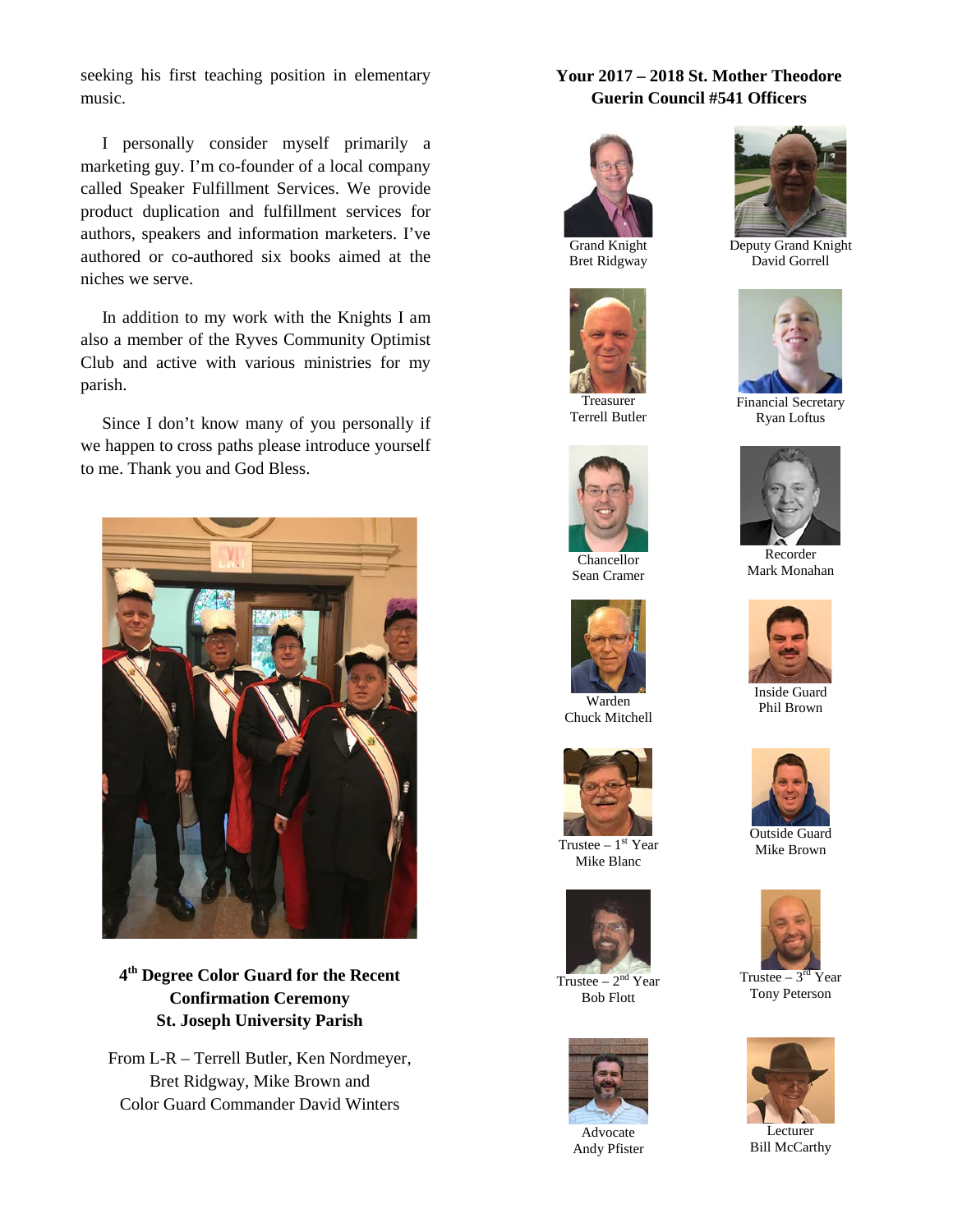seeking his first teaching position in elementary music.

I personally consider myself primarily a marketing guy. I'm co-founder of a local company called Speaker Fulfillment Services. We provide product duplication and fulfillment services for authors, speakers and information marketers. I've authored or co-authored six books aimed at the niches we serve.

In addition to my work with the Knights I am also a member of the Ryves Community Optimist Club and active with various ministries for my parish.

Since I don't know many of you personally if we happen to cross paths please introduce yourself to me. Thank you and God Bless.

**4th Degree Color Guard for the Recent Confirmation Ceremony St. Joseph University Parish**

From L-R – Terrell Butler, Ken Nordmeyer, Bret Ridgway, Mike Brown and Color Guard Commander David Winters

**Your 2017 – 2018 St. Mother Theodore Guerin Council #541 Officers**

Grand Knight
Bret Ridgway

Deputy Grand Knight
David Gorrell

Treasurer
Terrell Butler

Financial Secretary
Ryan Loftus

Chancellor
Sean Cramer

Recorder
Mark Monahan

Warden
Chuck Mitchell

Inside Guard
Phil Brown

Trustee – 1st Year
Mike Blanc

Outside Guard
Mike Brown

Trustee – 2nd Year
Bob Flott

Trustee – 3rd Year
Tony Peterson

Advocate
Andy Pfister

Lecturer
Bill McCarthy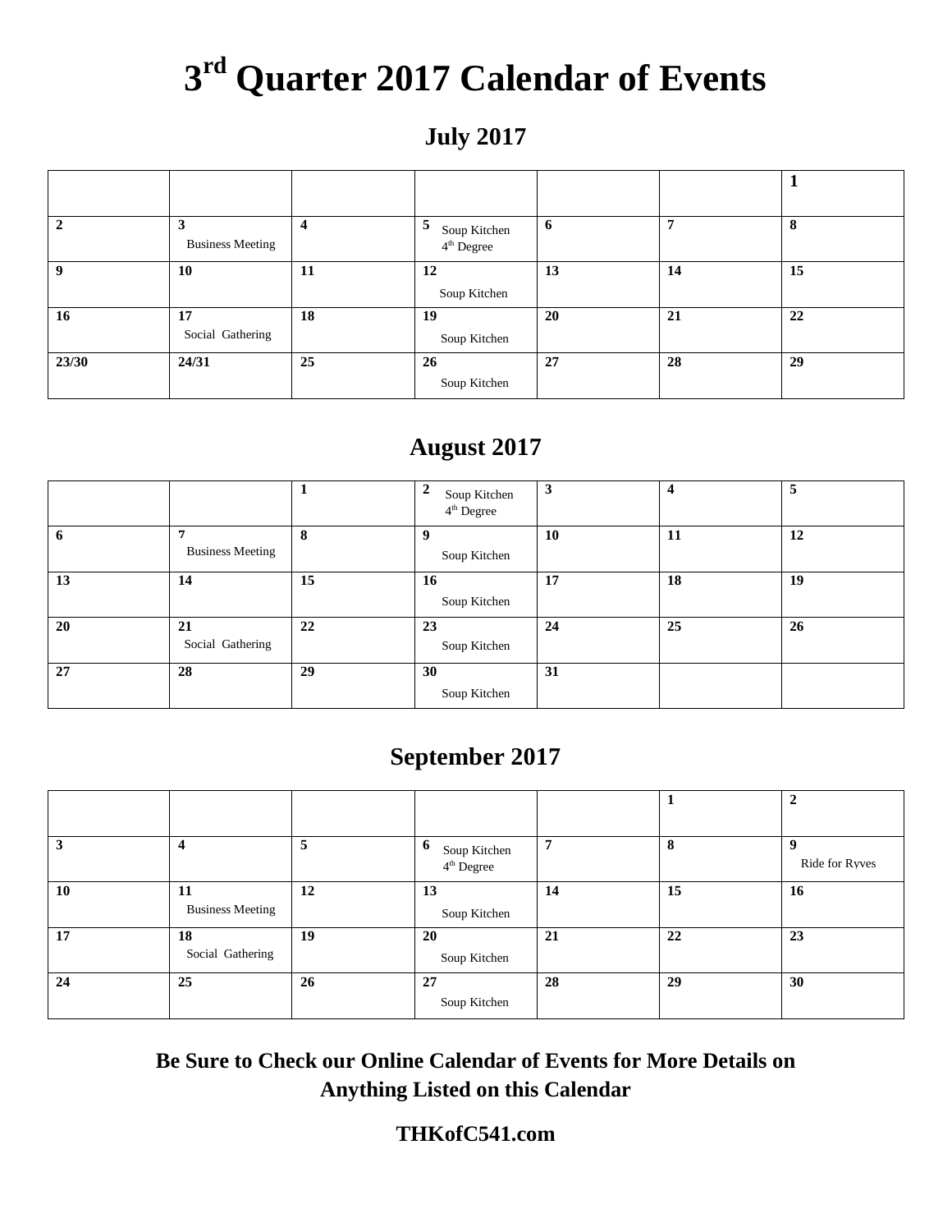# 3rd Quarter 2017 Calendar of Events

## July 2017

| | | | | | | |
|---|---|---|---|---|---|---|
| | | | | | | **1** |
| **2** | **3** Business Meeting | **4** | **5** Soup Kitchen 4th Degree | **6** | **7** | **8** |
| **9** | **10** | **11** | **12** Soup Kitchen | **13** | **14** | **15** |
| **16** | **17** Social Gathering | **18** | **19** Soup Kitchen | **20** | **21** | **22** |
| **23/30** | **24/31** | **25** | **26** Soup Kitchen | **27** | **28** | **29** |

## August 2017

| | | | | | | |
|---|---|---|---|---|---|---|
| | | **1** | **2** Soup Kitchen 4th Degree | **3** | **4** | **5** |
| **6** | **7** Business Meeting | **8** | **9** Soup Kitchen | **10** | **11** | **12** |
| **13** | **14** | **15** | **16** Soup Kitchen | **17** | **18** | **19** |
| **20** | **21** Social Gathering | **22** | **23** Soup Kitchen | **24** | **25** | **26** |
| **27** | **28** | **29** | **30** Soup Kitchen | **31** | | |

## September 2017

| | | | | | | |
|---|---|---|---|---|---|---|
| | | | | | **1** | **2** |
| **3** | **4** | **5** | **6** Soup Kitchen 4th Degree | **7** | **8** | **9** Ride for Ryves |
| **10** | **11** Business Meeting | **12** | **13** Soup Kitchen | **14** | **15** | **16** |
| **17** | **18** Social Gathering | **19** | **20** Soup Kitchen | **21** | **22** | **23** |
| **24** | **25** | **26** | **27** Soup Kitchen | **28** | **29** | **30** |

**Be Sure to Check our Online Calendar of Events for More Details on Anything Listed on this Calendar**

**THKofC541.com**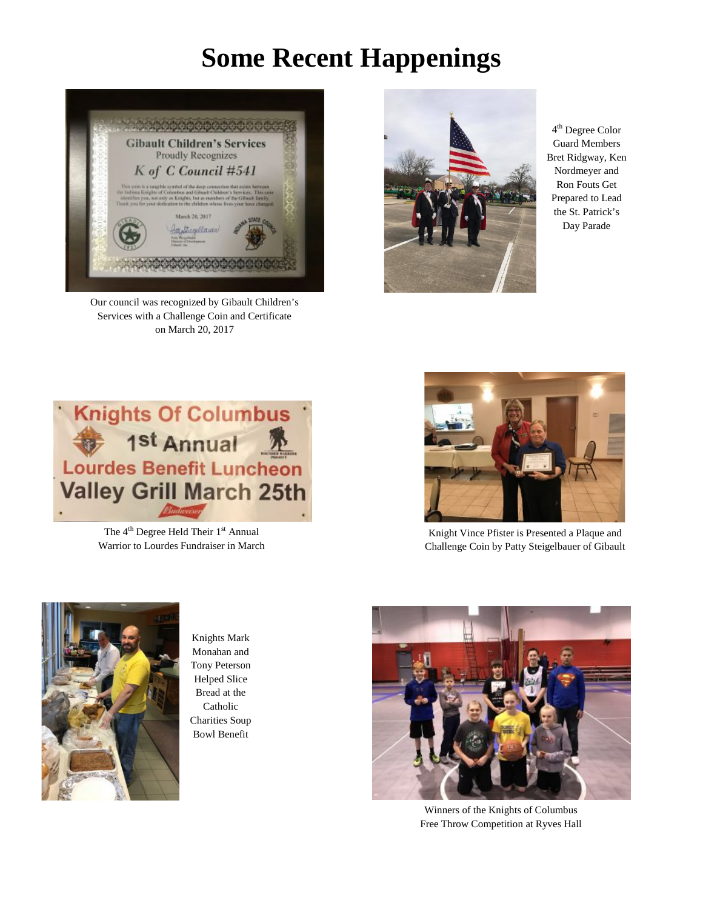# Some Recent Happenings

Our council was recognized by Gibault Children's Services with a Challenge Coin and Certificate on March 20, 2017

4th Degree Color Guard Members Bret Ridgway, Ken Nordmeyer and Ron Fouts Get Prepared to Lead the St. Patrick's Day Parade

The 4th Degree Held Their 1st Annual Warrior to Lourdes Fundraiser in March

Knight Vince Pfister is Presented a Plaque and Challenge Coin by Patty Steigelbauer of Gibault

Knights Mark Monahan and Tony Peterson Helped Slice Bread at the Catholic Charities Soup Bowl Benefit

Winners of the Knights of Columbus Free Throw Competition at Ryves Hall